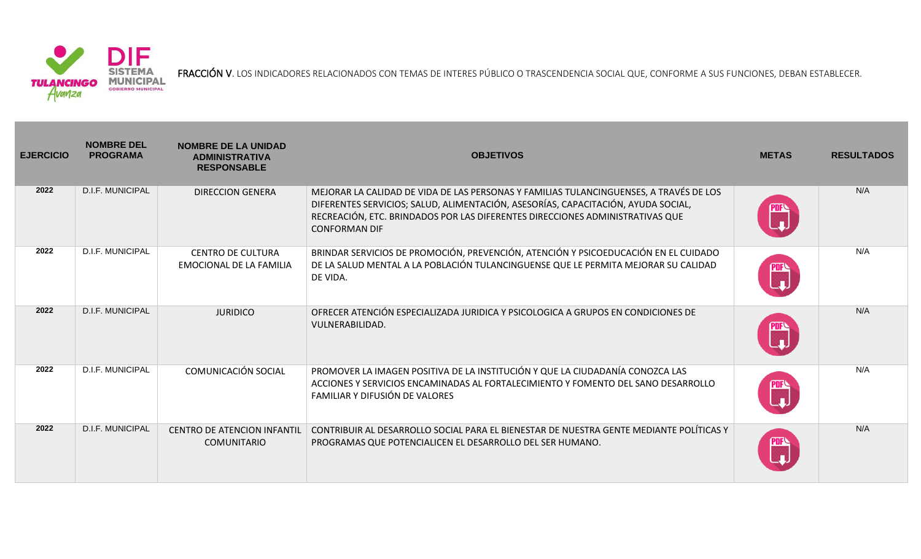FRACCIÓN V. LOS INDICADORES RELACIONADOS CON TEMAS DE INTERES PÚBLICO O TRASCENDENCIA SOCIAL QUE, CONFORME A SUS FUNCIONES, DEBAN ESTABLECER.

| EJERCICIO | NOMBRE DEL PROGRAMA | NOMBRE DE LA UNIDAD ADMINISTRATIVA RESPONSABLE | OBJETIVOS | METAS | RESULTADOS |
|---|---|---|---|---|---|
| 2022 | D.I.F. MUNICIPAL | DIRECCION GENERA | MEJORAR LA CALIDAD DE VIDA DE LAS PERSONAS Y FAMILIAS TULANCINGUENSES, A TRAVÉS DE LOS DIFERENTES SERVICIOS; SALUD, ALIMENTACIÓN, ASESORÍAS, CAPACITACIÓN, AYUDA SOCIAL, RECREACIÓN, ETC. BRINDADOS POR LAS DIFERENTES DIRECCIONES ADMINISTRATIVAS QUE CONFORMAN DIF | PDF | N/A |
| 2022 | D.I.F. MUNICIPAL | CENTRO DE CULTURA EMOCIONAL DE LA FAMILIA | BRINDAR SERVICIOS DE PROMOCIÓN, PREVENCIÓN, ATENCIÓN Y PSICOEDUCACIÓN EN EL CUIDADO DE LA SALUD MENTAL A LA POBLACIÓN TULANCINGUENSE QUE LE PERMITA MEJORAR SU CALIDAD DE VIDA. | PDF | N/A |
| 2022 | D.I.F. MUNICIPAL | JURIDICO | OFRECER ATENCIÓN ESPECIALIZADA JURIDICA Y PSICOLOGICA A GRUPOS EN CONDICIONES DE VULNERABILIDAD. | PDF | N/A |
| 2022 | D.I.F. MUNICIPAL | COMUNICACIÓN SOCIAL | PROMOVER LA IMAGEN POSITIVA DE LA INSTITUCIÓN Y QUE LA CIUDADANÍA CONOZCA LAS ACCIONES Y SERVICIOS ENCAMINADAS AL FORTALECIMIENTO Y FOMENTO DEL SANO DESARROLLO FAMILIAR Y DIFUSIÓN DE VALORES | PDF | N/A |
| 2022 | D.I.F. MUNICIPAL | CENTRO DE ATENCION INFANTIL COMUNITARIO | CONTRIBUIR AL DESARROLLO SOCIAL PARA EL BIENESTAR DE NUESTRA GENTE MEDIANTE POLÍTICAS Y PROGRAMAS QUE POTENCIALICEN EL DESARROLLO DEL SER HUMANO. | PDF | N/A |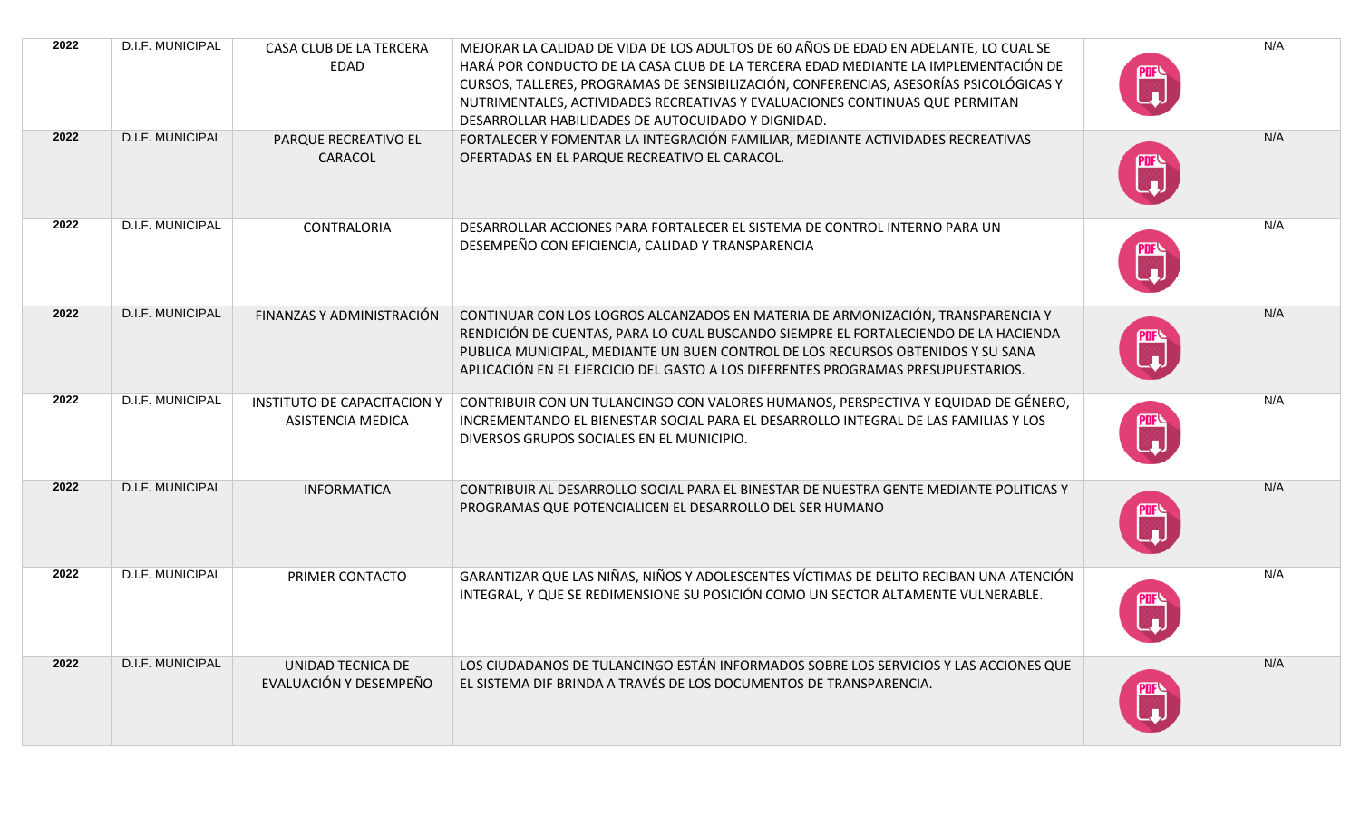| | | | | | |
|---|---|---|---|---|---|
| 2022 | D.I.F. MUNICIPAL | CASA CLUB DE LA TERCERA EDAD | MEJORAR LA CALIDAD DE VIDA DE LOS ADULTOS DE 60 AÑOS DE EDAD EN ADELANTE, LO CUAL SE HARÁ POR CONDUCTO DE LA CASA CLUB DE LA TERCERA EDAD MEDIANTE LA IMPLEMENTACIÓN DE CURSOS, TALLERES, PROGRAMAS DE SENSIBILIZACIÓN, CONFERENCIAS, ASESORÍAS PSICOLÓGICAS Y NUTRIMENTALES, ACTIVIDADES RECREATIVAS Y EVALUACIONES CONTINUAS QUE PERMITAN DESARROLLAR HABILIDADES DE AUTOCUIDADO Y DIGNIDAD. | PDF | N/A |
| 2022 | D.I.F. MUNICIPAL | PARQUE RECREATIVO EL CARACOL | FORTALECER Y FOMENTAR LA INTEGRACIÓN FAMILIAR, MEDIANTE ACTIVIDADES RECREATIVAS OFERTADAS EN EL PARQUE RECREATIVO EL CARACOL. | PDF | N/A |
| 2022 | D.I.F. MUNICIPAL | CONTRALORIA | DESARROLLAR ACCIONES PARA FORTALECER EL SISTEMA DE CONTROL INTERNO PARA UN DESEMPEÑO CON EFICIENCIA, CALIDAD Y TRANSPARENCIA | PDF | N/A |
| 2022 | D.I.F. MUNICIPAL | FINANZAS Y ADMINISTRACIÓN | CONTINUAR CON LOS LOGROS ALCANZADOS EN MATERIA DE ARMONIZACIÓN, TRANSPARENCIA Y RENDICIÓN DE CUENTAS, PARA LO CUAL BUSCANDO SIEMPRE EL FORTALECIENDO DE LA HACIENDA PUBLICA MUNICIPAL, MEDIANTE UN BUEN CONTROL DE LOS RECURSOS OBTENIDOS Y SU SANA APLICACIÓN EN EL EJERCICIO DEL GASTO A LOS DIFERENTES PROGRAMAS PRESUPUESTARIOS. | PDF | N/A |
| 2022 | D.I.F. MUNICIPAL | INSTITUTO DE CAPACITACION Y ASISTENCIA MEDICA | CONTRIBUIR CON UN TULANCINGO CON VALORES HUMANOS, PERSPECTIVA Y EQUIDAD DE GÉNERO, INCREMENTANDO EL BIENESTAR SOCIAL PARA EL DESARROLLO INTEGRAL DE LAS FAMILIAS Y LOS DIVERSOS GRUPOS SOCIALES EN EL MUNICIPIO. | PDF | N/A |
| 2022 | D.I.F. MUNICIPAL | INFORMATICA | CONTRIBUIR AL DESARROLLO SOCIAL PARA EL BINESTAR DE NUESTRA GENTE MEDIANTE POLITICAS Y PROGRAMAS QUE POTENCIALICEN EL DESARROLLO DEL SER HUMANO | PDF | N/A |
| 2022 | D.I.F. MUNICIPAL | PRIMER CONTACTO | GARANTIZAR QUE LAS NIÑAS, NIÑOS Y ADOLESCENTES VÍCTIMAS DE DELITO RECIBAN UNA ATENCIÓN INTEGRAL, Y QUE SE REDIMENSIONE SU POSICIÓN COMO UN SECTOR ALTAMENTE VULNERABLE. | PDF | N/A |
| 2022 | D.I.F. MUNICIPAL | UNIDAD TECNICA DE EVALUACIÓN Y DESEMPEÑO | LOS CIUDADANOS DE TULANCINGO ESTÁN INFORMADOS SOBRE LOS SERVICIOS Y LAS ACCIONES QUE EL SISTEMA DIF BRINDA A TRAVÉS DE LOS DOCUMENTOS DE TRANSPARENCIA. | PDF | N/A |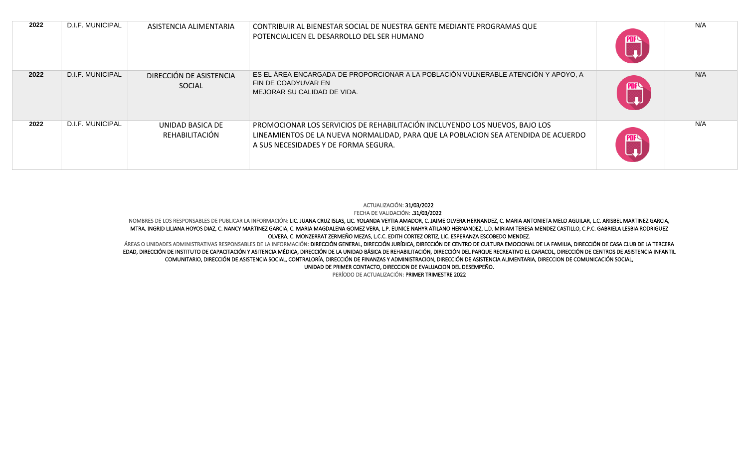| | | | | | |
|---|---|---|---|---|---|
| 2022 | D.I.F. MUNICIPAL | ASISTENCIA ALIMENTARIA | CONTRIBUIR AL BIENESTAR SOCIAL DE NUESTRA GENTE MEDIANTE PROGRAMAS QUE POTENCIALICEN EL DESARROLLO DEL SER HUMANO | | N/A |
| 2022 | D.I.F. MUNICIPAL | DIRECCIÓN DE ASISTENCIA SOCIAL | ES EL ÁREA ENCARGADA DE PROPORCIONAR A LA POBLACIÓN VULNERABLE ATENCIÓN Y APOYO, A FIN DE COADYUVAR EN MEJORAR SU CALIDAD DE VIDA. | | N/A |
| 2022 | D.I.F. MUNICIPAL | UNIDAD BASICA DE REHABILITACIÓN | PROMOCIONAR LOS SERVICIOS DE REHABILITACIÓN INCLUYENDO LOS NUEVOS, BAJO LOS LINEAMIENTOS DE LA NUEVA NORMALIDAD, PARA QUE LA POBLACION SEA ATENDIDA DE ACUERDO A SUS NECESIDADES Y DE FORMA SEGURA. | | N/A |

ACTUALIZACIÓN: **31/03/2022**

FECHA DE VALIDACIÓN: **.31/03/2022**

NOMBRES DE LOS RESPONSABLES DE PUBLICAR LA INFORMACIÓN: **LIC. JUANA CRUZ ISLAS, LIC. YOLANDA VEYTIA AMADOR, C. JAIME OLVERA HERNANDEZ, C. MARIA ANTONIETA MELO AGUILAR, L.C. ARISBEL MARTINEZ GARCIA, MTRA. INGRID LILIANA HOYOS DIAZ, C. NANCY MARTINEZ GARCIA, C. MARIA MAGDALENA GOMEZ VERA, L.P. EUNICE NAHYR ATILANO HERNANDEZ, L.D. MIRIAM TERESA MENDEZ CASTILLO, C.P.C. GABRIELA LESBIA RODRIGUEZ OLVERA, C. MONZERRAT ZERMEÑO MEZAS, L.C.C. EDITH CORTEZ ORTIZ, LIC. ESPERANZA ESCOBEDO MENDEZ.**

ÁREAS O UNIDADES ADMINISTRATIVAS RESPONSABLES DE LA INFORMACIÓN: **DIRECCIÓN GENERAL, DIRECCIÓN JURÍDICA, DIRECCIÓN DE CENTRO DE CULTURA EMOCIONAL DE LA FAMILIA, DIRECCIÓN DE CASA CLUB DE LA TERCERA EDAD, DIRECCIÓN DE INSTITUTO DE CAPACITACIÓN Y ASITENCIA MÉDICA, DIRECCIÓN DE LA UNIDAD BÁSICA DE REHABILITACIÓN, DIRECCIÓN DEL PARQUE RECREATIVO EL CARACOL, DIRECCIÓN DE CENTROS DE ASISTENCIA INFANTIL COMUNITARIO, DIRECCIÓN DE ASISTENCIA SOCIAL, CONTRALORÍA, DIRECCIÓN DE FINANZAS Y ADMINISTRACION, DIRECCIÓN DE ASISTENCIA ALIMENTARIA, DIRECCION DE COMUNICACIÓN SOCIAL, UNIDAD DE PRIMER CONTACTO, DIRECCION DE EVALUACION DEL DESEMPEÑO.**

PERÍODO DE ACTUALIZACIÓN: **PRIMER TRIMESTRE 2022**